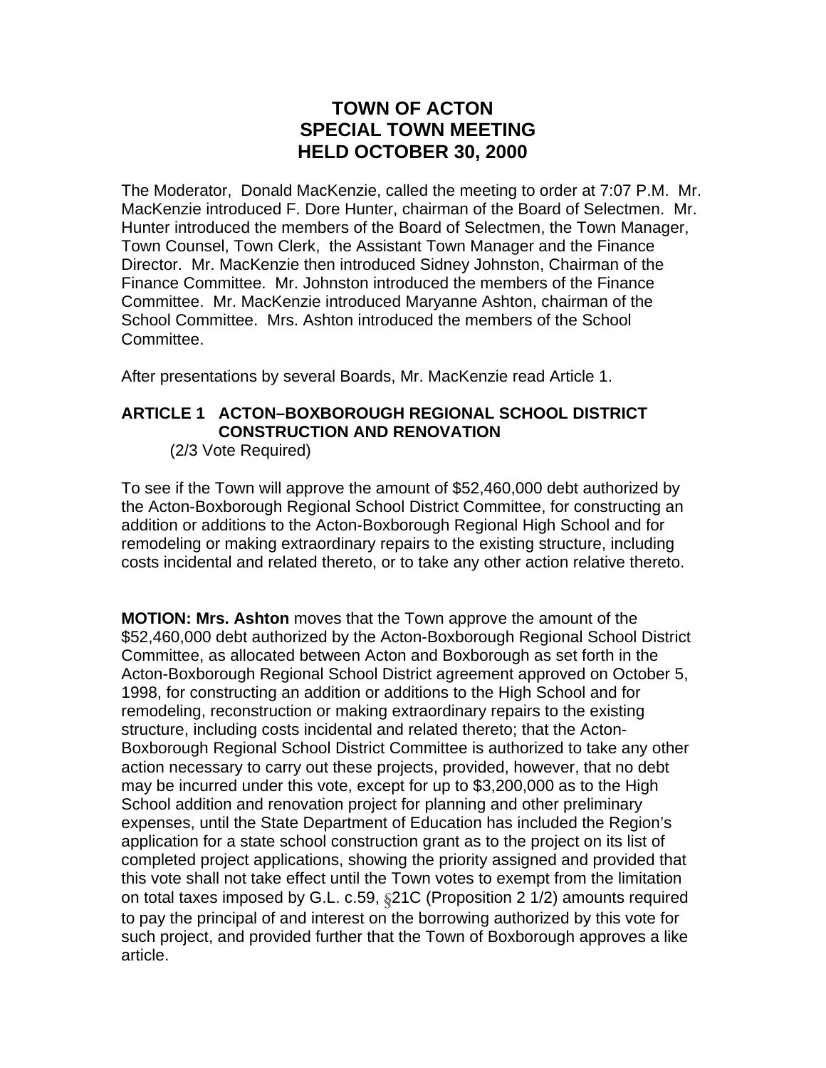# TOWN OF ACTON
# SPECIAL TOWN MEETING
# HELD OCTOBER 30, 2000

The Moderator, Donald MacKenzie, called the meeting to order at 7:07 P.M. Mr. MacKenzie introduced F. Dore Hunter, chairman of the Board of Selectmen. Mr. Hunter introduced the members of the Board of Selectmen, the Town Manager, Town Counsel, Town Clerk, the Assistant Town Manager and the Finance Director. Mr. MacKenzie then introduced Sidney Johnston, Chairman of the Finance Committee. Mr. Johnston introduced the members of the Finance Committee. Mr. MacKenzie introduced Maryanne Ashton, chairman of the School Committee. Mrs. Ashton introduced the members of the School Committee.

After presentations by several Boards, Mr. MacKenzie read Article 1.

## ARTICLE 1 ACTON–BOXBOROUGH REGIONAL SCHOOL DISTRICT CONSTRUCTION AND RENOVATION

(2/3 Vote Required)

To see if the Town will approve the amount of $52,460,000 debt authorized by the Acton-Boxborough Regional School District Committee, for constructing an addition or additions to the Acton-Boxborough Regional High School and for remodeling or making extraordinary repairs to the existing structure, including costs incidental and related thereto, or to take any other action relative thereto.

**MOTION: Mrs. Ashton** moves that the Town approve the amount of the $52,460,000 debt authorized by the Acton-Boxborough Regional School District Committee, as allocated between Acton and Boxborough as set forth in the Acton-Boxborough Regional School District agreement approved on October 5, 1998, for constructing an addition or additions to the High School and for remodeling, reconstruction or making extraordinary repairs to the existing structure, including costs incidental and related thereto; that the Acton-Boxborough Regional School District Committee is authorized to take any other action necessary to carry out these projects, provided, however, that no debt may be incurred under this vote, except for up to $3,200,000 as to the High School addition and renovation project for planning and other preliminary expenses, until the State Department of Education has included the Region's application for a state school construction grant as to the project on its list of completed project applications, showing the priority assigned and provided that this vote shall not take effect until the Town votes to exempt from the limitation on total taxes imposed by G.L. c.59, §21C (Proposition 2 1/2) amounts required to pay the principal of and interest on the borrowing authorized by this vote for such project, and provided further that the Town of Boxborough approves a like article.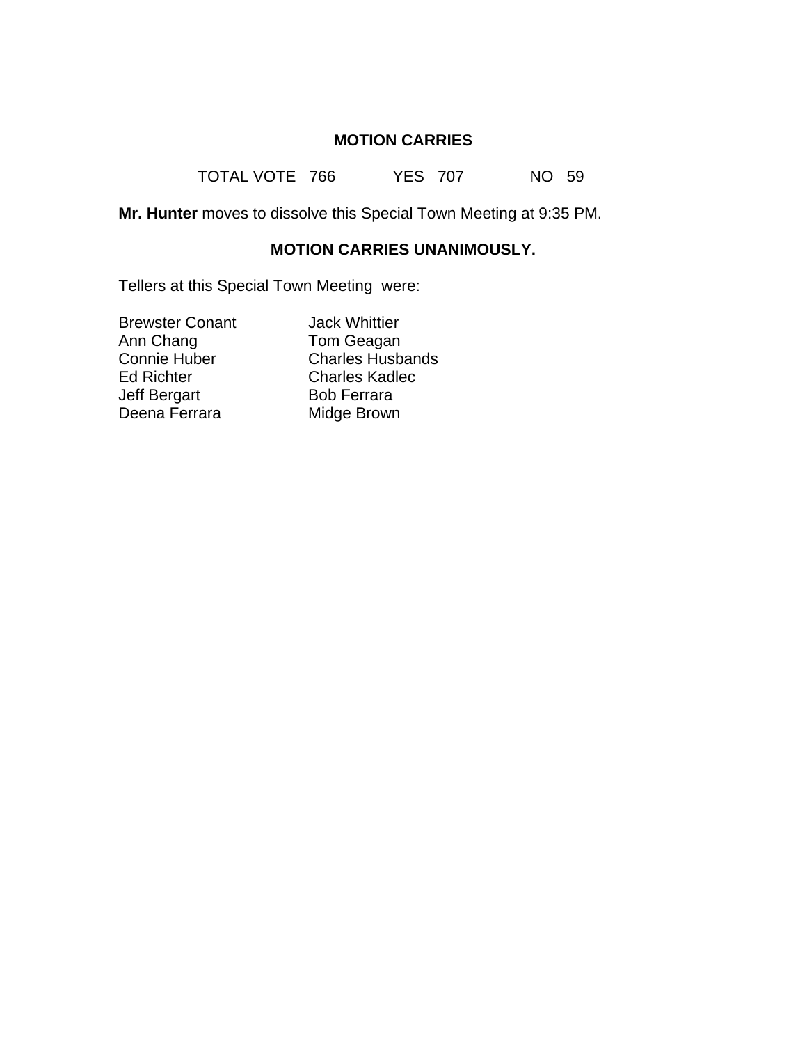**MOTION CARRIES**

TOTAL VOTE 766 YES 707 NO 59

**Mr. Hunter** moves to dissolve this Special Town Meeting at 9:35 PM.

**MOTION CARRIES UNANIMOUSLY.**

Tellers at this Special Town Meeting were:

| | |
|---|---|
| Brewster Conant | Jack Whittier |
| Ann Chang | Tom Geagan |
| Connie Huber | Charles Husbands |
| Ed Richter | Charles Kadlec |
| Jeff Bergart | Bob Ferrara |
| Deena Ferrara | Midge Brown |